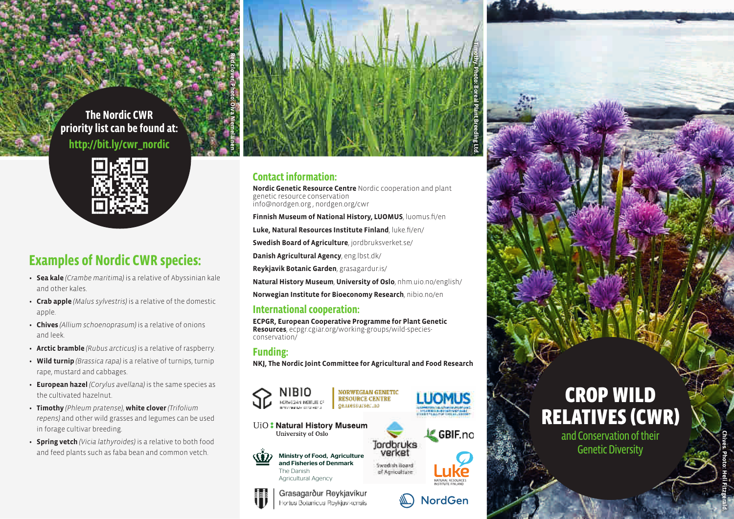# CROP WILD RELATIVES (CWR)

## and Conservation of their Genetic Diversity

Chives. Photo: Heli Fitzgerald.

**The Nordic CWR priority list can be found at:**
**http://bit.ly/cwr_nordic**

Red clover. Photo: Olva Niemeläinen.

## Examples of Nordic CWR species:

- **Sea kale** *(Crambe maritima)* is a relative of Abyssinian kale and other kales.
- **Crab apple** *(Malus sylvestris)* is a relative of the domestic apple.
- **Chives** *(Allium schoenoprasum)* is a relative of onions and leek.
- **Arctic bramble** *(Rubus arcticus)* is a relative of raspberry.
- **Wild turnip** *(Brassica rapa)* is a relative of turnips, turnip rape, mustard and cabbages.
- **European hazel** *(Corylus avellana)* is the same species as the cultivated hazelnut.
- **Timothy** *(Phleum pratense)*, **white clover** *(Trifolium repens)* and other wild grasses and legumes can be used in forage cultivar breeding.
- **Spring vetch** *(Vicia lathyroides)* is a relative to both food and feed plants such as faba bean and common vetch.

Timothy. Photo: Boreal Plant Breeding Ltd.

## Contact information:

**Nordic Genetic Resource Centre** Nordic cooperation and plant genetic resource conservation
info@nordgen.org , nordgen.org/cwr

**Finnish Museum of National History, LUOMUS**, luomus.fi/en

**Luke, Natural Resources Institute Finland**, luke.fi/en/

**Swedish Board of Agriculture**, jordbruksverket.se/

**Danish Agricultural Agency**, eng.lbst.dk/

**Reykjavik Botanic Garden**, grasagardur.is/

**Natural History Museum**, **University of Oslo**, nhm.uio.no/english/

**Norwegian Institute for Bioeconomy Research**, nibio.no/en

## International cooperation:

**ECPGR, European Cooperative Programme for Plant Genetic Resources**, ecpgr.cgiar.org/working-groups/wild-species-conservation/

## Funding:

**NKJ, The Nordic Joint Committee for Agricultural and Food Research**

NIBIO Norwegian Institute of Bioeconomy Research
Norwegian Genetic Resource Centre genressurser.no
LUOMUS
UiO Natural History Museum University of Oslo
Jordbruksverket Swedish Board of Agriculture
GBIF.no
Ministry of Food, Agriculture and Fisheries of Denmark The Danish Agricultural Agency
Luke Natural Resources Institute Finland
Grasagarður Reykjavíkur Hortus Botanicus Reykjavikensis
NordGen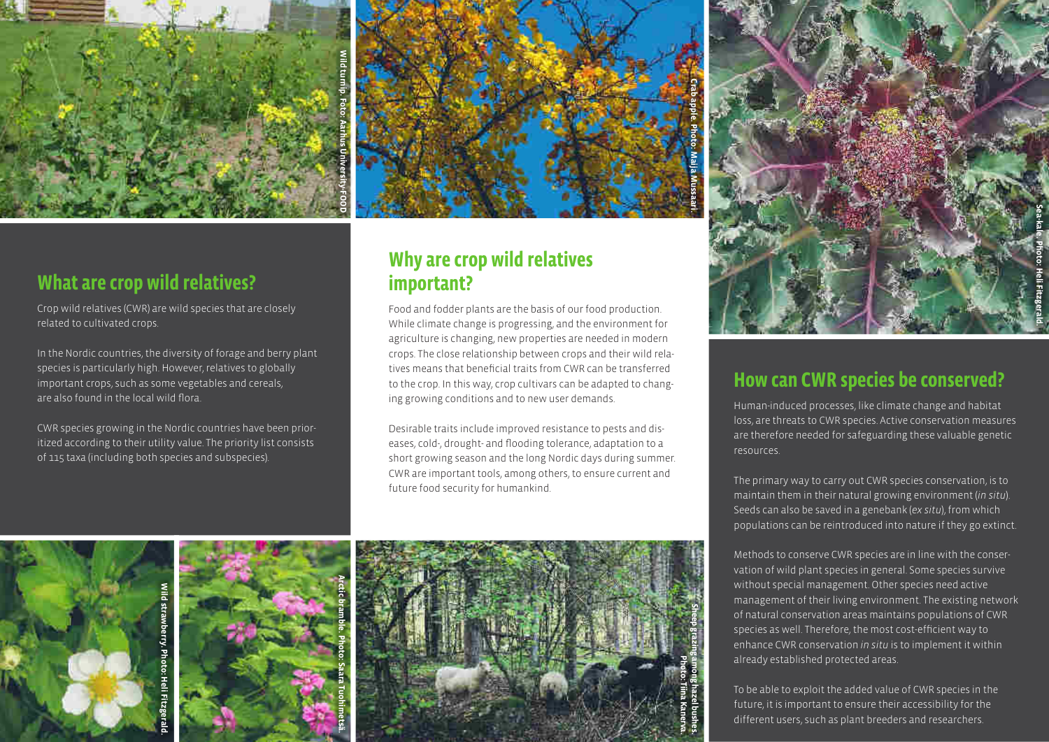## What are crop wild relatives?

Crop wild relatives (CWR) are wild species that are closely related to cultivated crops.

In the Nordic countries, the diversity of forage and berry plant species is particularly high. However, relatives to globally important crops, such as some vegetables and cereals, are also found in the local wild flora.

CWR species growing in the Nordic countries have been prioritized according to their utility value. The priority list consists of 115 taxa (including both species and subspecies).

## Why are crop wild relatives important?

Food and fodder plants are the basis of our food production. While climate change is progressing, and the environment for agriculture is changing, new properties are needed in modern crops. The close relationship between crops and their wild relatives means that beneficial traits from CWR can be transferred to the crop. In this way, crop cultivars can be adapted to changing growing conditions and to new user demands.

Desirable traits include improved resistance to pests and diseases, cold-, drought- and flooding tolerance, adaptation to a short growing season and the long Nordic days during summer. CWR are important tools, among others, to ensure current and future food security for humankind.

## How can CWR species be conserved?

Human-induced processes, like climate change and habitat loss, are threats to CWR species. Active conservation measures are therefore needed for safeguarding these valuable genetic resources.

The primary way to carry out CWR species conservation, is to maintain them in their natural growing environment (*in situ*). Seeds can also be saved in a genebank (*ex situ*), from which populations can be reintroduced into nature if they go extinct.

Methods to conserve CWR species are in line with the conservation of wild plant species in general. Some species survive without special management. Other species need active management of their living environment. The existing network of natural conservation areas maintains populations of CWR species as well. Therefore, the most cost-efficient way to enhance CWR conservation *in situ* is to implement it within already established protected areas.

To be able to exploit the added value of CWR species in the future, it is important to ensure their accessibility for the different users, such as plant breeders and researchers.

Wild turnip. Foto: Aarhus University-FOOD

Crab apple. Photo: Maija Mussaari.

Sea-kale. Photo: Heli Fitzgerald.

Wild strawberry. Photo: Heli Fitzgerald.

Arctic bramble. Photo: Saara Tuohimetsä.

Sheep grazing among hazel bushes. Photo: Tiina Kanerva.